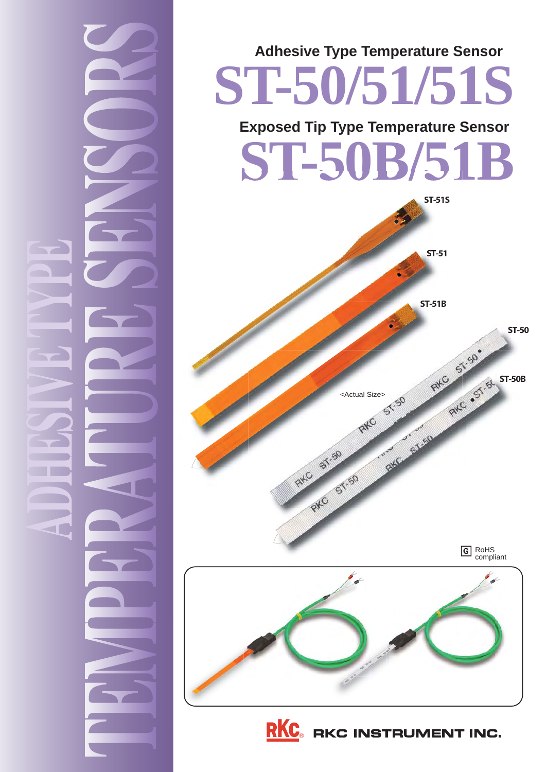# ADHESIVE TYPE TEMPERATURE SENSORS

## Adhesive Type Temperature Sensor

# ST-50/51/51S

## Exposed Tip Type Temperature Sensor

# ST-50B/51B

ST-51S

ST-51

ST-51B

ST-50

ST-50B

<Actual Size>

RoHS compliant

RKC INSTRUMENT INC.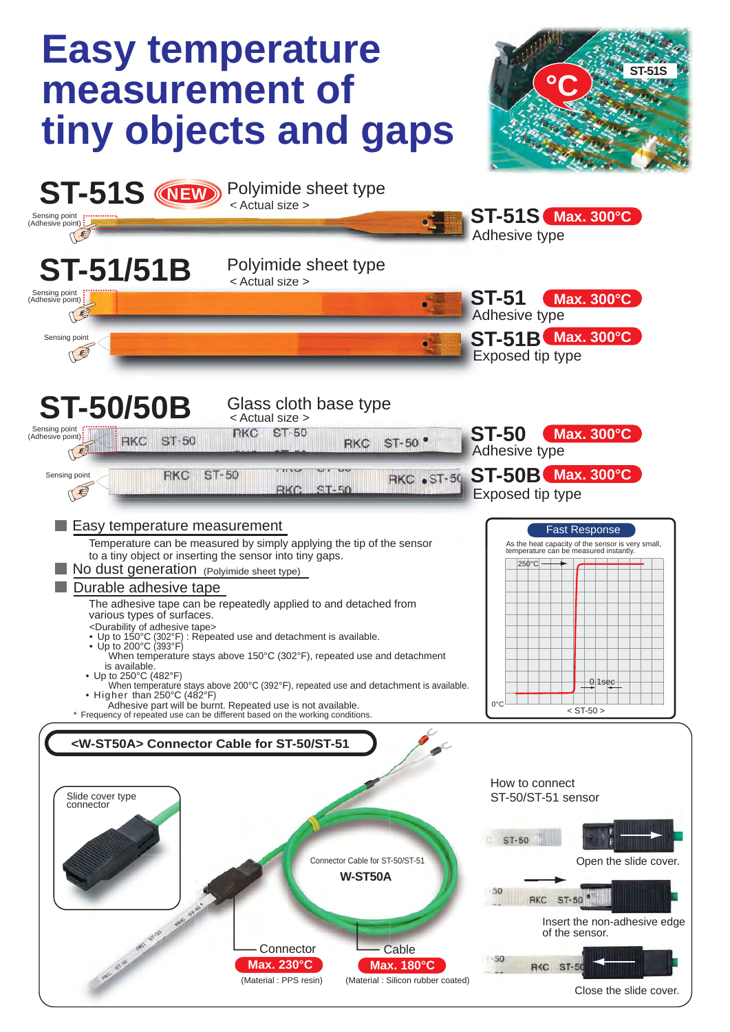# Easy temperature measurement of tiny objects and gaps

## ST-51S NEW

Polyimide sheet type
< Actual size >

Sensing point (Adhesive point)

**ST-51S** Max. 300°C
Adhesive type

## ST-51/51B

Polyimide sheet type
< Actual size >

Sensing point (Adhesive point)

**ST-51** Max. 300°C
Adhesive type

Sensing point

**ST-51B** Max. 300°C
Exposed tip type

## ST-50/50B

Glass cloth base type
< Actual size >

Sensing point (Adhesive point)

**ST-50** Max. 300°C
Adhesive type

Sensing point

**ST-50B** Max. 300°C
Exposed tip type

### Easy temperature measurement

Temperature can be measured by simply applying the tip of the sensor to a tiny object or inserting the sensor into tiny gaps.

### No dust generation (Polyimide sheet type)

### Durable adhesive tape

The adhesive tape can be repeatedly applied to and detached from various types of surfaces.

<Durability of adhesive tape>

- Up to 150°C (302°F) : Repeated use and detachment is available.
- Up to 200°C (393°F)
  When temperature stays above 150°C (302°F), repeated use and detachment is available.
- Up to 250°C (482°F)
  When temperature stays above 200°C (392°F), repeated use and detachment is available.
- Higher than 250°C (482°F)
  Adhesive part will be burnt. Repeated use is not available.

\* Frequency of repeated use can be different based on the working conditions.

**Fast Response**

As the heat capacity of the sensor is very small, temperature can be measured instantly.

250°C — 0.1sec — 0°C

< ST-50 >

## <W-ST50A> Connector Cable for ST-50/ST-51

Slide cover type connector

Connector Cable for ST-50/ST-51
**W-ST50A**

Connector — Max. 230°C (Material : PPS resin)

Cable — Max. 180°C (Material : Silicon rubber coated)

How to connect ST-50/ST-51 sensor

1. Open the slide cover.
2. Insert the non-adhesive edge of the sensor.
3. Close the slide cover.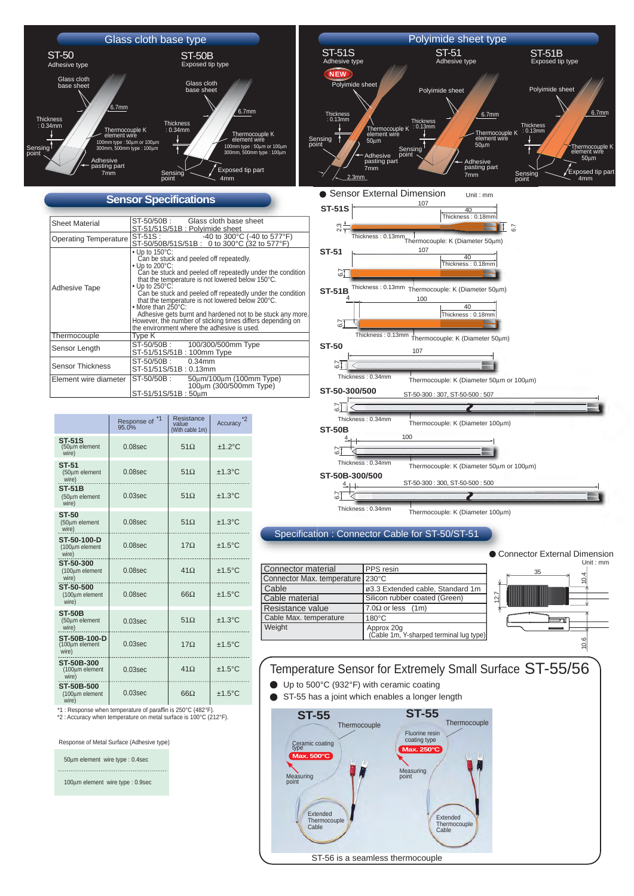## Glass cloth base type

**ST-50** Adhesive type

**ST-50B** Exposed tip type

Glass cloth base sheet; 6.7mm; Thickness : 0.34mm; Thermocouple K element wire 100mm type : 50μm or 100μm, 300mm, 500mm type : 100μm; Sensing point; Adhesive pasting part 7mm; Exposed tip part 4mm

## Polyimide sheet type

**ST-51S** Adhesive type (NEW)

**ST-51** Adhesive type

**ST-51B** Exposed tip type

Polyimide sheet; 6.7mm; Thickness : 0.13mm; Thermocouple K element wire 50μm; Sensing point; Adhesive pasting part 7mm; 2.3mm; Exposed tip part 4mm

## Sensor Specifications

| | |
|---|---|
| Sheet Material | ST-50/50B : Glass cloth base sheet<br>ST-51/51S/51B : Polyimide sheet |
| Operating Temperature | ST-51S : -40 to 300°C (-40 to 577°F)<br>ST-50/50B/51S/51B : 0 to 300°C (32 to 577°F) |
| Adhesive Tape | • Up to 150°C: Can be stuck and peeled off repeatedly.<br>• Up to 200°C: Can be stuck and peeled off repeatedly under the condition that the temperature is not lowered below 150°C.<br>• Up to 250°C: Can be stuck and peeled off repeatedly under the condition that the temperature is not lowered below 200°C.<br>• More than 250°C: Adhesive gets burnt and hardened not to be stuck any more.<br>However, the number of sticking times differs depending on the environment where the adhesive is used. |
| Thermocouple | Type K |
| Sensor Length | ST-50/50B : 100/300/500mm Type<br>ST-51/51S/51B : 100mm Type |
| Sensor Thickness | ST-50/50B : 0.34mm<br>ST-51/51S/51B : 0.13mm |
| Element wire diameter | ST-50/50B : 50μm/100μm (100mm Type) 100μm (300/500mm Type)<br>ST-51/51S/51B : 50μm |

| | Response of 95.0% [*1] | Resistance value (With cable 1m) | Accuracy [*2] |
|---|---|---|---|
| **ST-51S** (50μm element wire) | 0.08sec | 51Ω | ±1.2°C |
| **ST-51** (50μm element wire) | 0.08sec | 51Ω | ±1.3°C |
| **ST-51B** (50μm element wire) | 0.03sec | 51Ω | ±1.3°C |
| **ST-50** (50μm element wire) | 0.08sec | 51Ω | ±1.3°C |
| **ST-50-100-D** (100μm element wire) | 0.08sec | 17Ω | ±1.5°C |
| **ST-50-300** (100μm element wire) | 0.08sec | 41Ω | ±1.5°C |
| **ST-50-500** (100μm element wire) | 0.08sec | 66Ω | ±1.5°C |
| **ST-50B** (50μm element wire) | 0.03sec | 51Ω | ±1.3°C |
| **ST-50B-100-D** (100μm element wire) | 0.03sec | 17Ω | ±1.5°C |
| **ST-50B-300** (100μm element wire) | 0.03sec | 41Ω | ±1.5°C |
| **ST-50B-500** (100μm element wire) | 0.03sec | 66Ω | ±1.5°C |

*1 : Response when temperature of paraffin is 250°C (482°F).
*2 : Accuracy when temperature on metal surface is 100°C (212°F).

Response of Metal Surface (Adhesive type)

| |
|---|
| 50μm element wire type : 0.4sec |
| 100μm element wire type : 0.9sec |

### ● Sensor External Dimension

Unit : mm

**ST-51S** — 107; 40; Thickness : 0.18mm; 2.3; 6.7; Thickness : 0.13mm; Thermocouple: K (Diameter 50μm)

**ST-51** — 107; 40; Thickness : 0.18mm; 6.7; Thickness : 0.13mm; Thermocouple: K (Diameter 50μm)

**ST-51B** — 4; 100; 40; Thickness : 0.18mm; 6.7; Thickness : 0.13mm; Thermocouple: K (Diameter 50μm)

**ST-50** — 107; 6.7; Thickness : 0.34mm; Thermocouple: K (Diameter 50μm or 100μm)

**ST-50-300/500** — ST-50-300 : 307, ST-50-500 : 507; 6.7; Thickness : 0.34mm; Thermocouple: K (Diameter 100μm)

**ST-50B** — 4; 100; 6.7; Thickness : 0.34mm; Thermocouple: K (Diameter 50μm or 100μm)

**ST-50B-300/500** — 4; ST-50-300 : 300, ST-50-500 : 500; 6.7; Thickness : 0.34mm; Thermocouple: K (Diameter 100μm)

## Specification : Connector Cable for ST-50/ST-51

| | |
|---|---|
| Connector material | PPS resin |
| Connector Max. temperature | 230°C |
| Cable | ø3.3 Extended cable, Standard 1m |
| Cable material | Silicon rubber coated (Green) |
| Resistance value | 7.0Ω or less (1m) |
| Cable Max. temperature | 180°C |
| Weight | Approx 20g (Cable 1m, Y-sharped terminal lug type) |

### ● Connector External Dimension

Unit : mm

35; 10.4; 12.7; 10.6

## Temperature Sensor for Extremely Small Surface ST-55/56

- Up to 500°C (932°F) with ceramic coating
- ST-55 has a joint which enables a longer length

**ST-55** — Thermocouple; Ceramic coating type; Max. 500°C; Measuring point; Extended Thermocouple Cable

**ST-55** — Thermocouple; Fluorine resin coating type; Max. 250°C; Measuring point; Extended Thermocouple Cable

ST-56 is a seamless thermocouple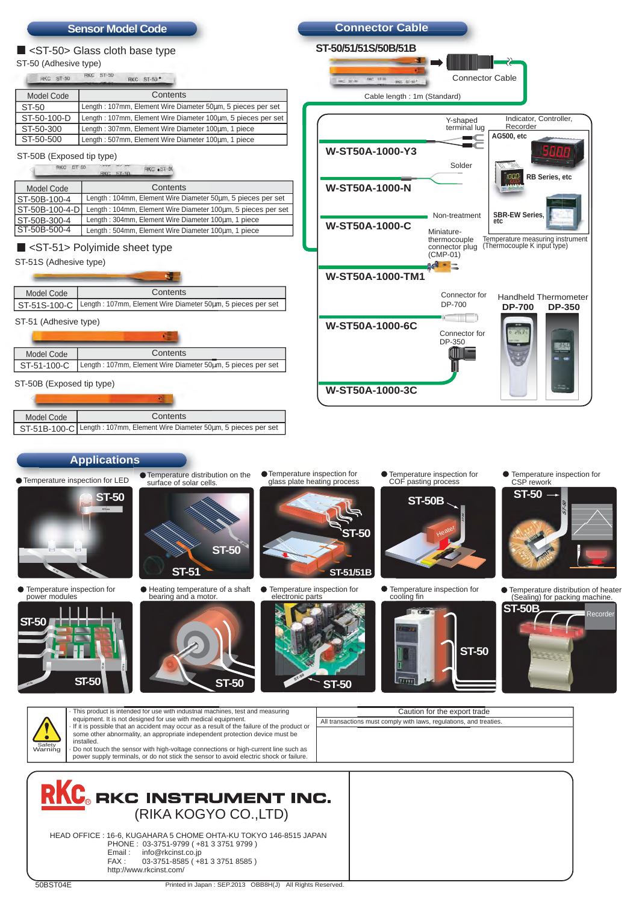## Sensor Model Code

### <ST-50> Glass cloth base type

ST-50 (Adhesive type)

| Model Code | Contents |
|---|---|
| ST-50 | Length : 107mm, Element Wire Diameter 50μm, 5 pieces per set |
| ST-50-100-D | Length : 107mm, Element Wire Diameter 100μm, 5 pieces per set |
| ST-50-300 | Length : 307mm, Element Wire Diameter 100μm, 1 piece |
| ST-50-500 | Length : 507mm, Element Wire Diameter 100μm, 1 piece |

ST-50B (Exposed tip type)

| Model Code | Contents |
|---|---|
| ST-50B-100-4 | Length : 104mm, Element Wire Diameter 50μm, 5 pieces per set |
| ST-50B-100-4-D | Length : 104mm, Element Wire Diameter 100μm, 5 pieces per set |
| ST-50B-300-4 | Length : 304mm, Element Wire Diameter 100μm, 1 piece |
| ST-50B-500-4 | Length : 504mm, Element Wire Diameter 100μm, 1 piece |

### <ST-51> Polyimide sheet type

ST-51S (Adhesive type)

| Model Code | Contents |
|---|---|
| ST-51S-100-C | Length : 107mm, Element Wire Diameter 50μm, 5 pieces per set |

ST-51 (Adhesive type)

| Model Code | Contents |
|---|---|
| ST-51-100-C | Length : 107mm, Element Wire Diameter 50μm, 5 pieces per set |

ST-50B (Exposed tip type)

| Model Code | Contents |
|---|---|
| ST-51B-100-C | Length : 107mm, Element Wire Diameter 50μm, 5 pieces per set |

## Connector Cable

ST-50/51/51S/50B/51B

Connector Cable

Cable length : 1m (Standard)

W-ST50A-1000-Y3 — Y-shaped terminal lug

W-ST50A-1000-N — Solder

W-ST50A-1000-C — Non-treatment

W-ST50A-1000-TM1 — Miniature-thermocouple connector plug (CMP-01)

W-ST50A-1000-6C — Connector for DP-700

W-ST50A-1000-3C — Connector for DP-350

Indicator, Controller, Recorder

AG500, etc

RB Series, etc

SBR-EW Series, etc

Temperature measuring instrument (Thermocouple K input type)

Handheld Thermometer

DP-700 DP-350

## Applications

- Temperature inspection for LED — ST-50
- Temperature distribution on the surface of solar cells. — ST-50, ST-51
- Temperature inspection for glass plate heating process — ST-50, ST-51/51B
- Temperature inspection for COF pasting process — ST-50B, Heater
- Temperature inspection for CSP rework — ST-50
- Temperature inspection for power modules — ST-50
- Heating temperature of a shaft bearing and a motor. — ST-50
- Temperature inspection for electronic parts — ST-50
- Temperature inspection for cooling fin — ST-50
- Temperature distribution of heater (Sealing) for packing machine. — ST-50B, Recorder

| Safety Warning | Caution for the export trade |
|---|---|
| · This product is intended for use with industrial machines, test and measuring equipment. It is not designed for use with medical equipment.<br>· If it is possible that an accident may occur as a result of the failure of the product or some other abnormality, an appropriate independent protection device must be installed.<br>· Do not touch the sensor with high-voltage connections or high-current line such as power supply terminals, or do not stick the sensor to avoid electric shock or failure. | All transactions must comply with laws, regulations, and treaties. |

**RKC INSTRUMENT INC.**
(RIKA KOGYO CO.,LTD)

HEAD OFFICE : 16-6, KUGAHARA 5 CHOME OHTA-KU TOKYO 146-8515 JAPAN
PHONE : 03-3751-9799 ( +81 3 3751 9799 )
Email : info@rkcinst.co.jp
FAX : 03-3751-8585 ( +81 3 3751 8585 )
http://www.rkcinst.com/

50BST04E Printed in Japan : SEP.2013 OBB8H(J) All Rights Reserved.